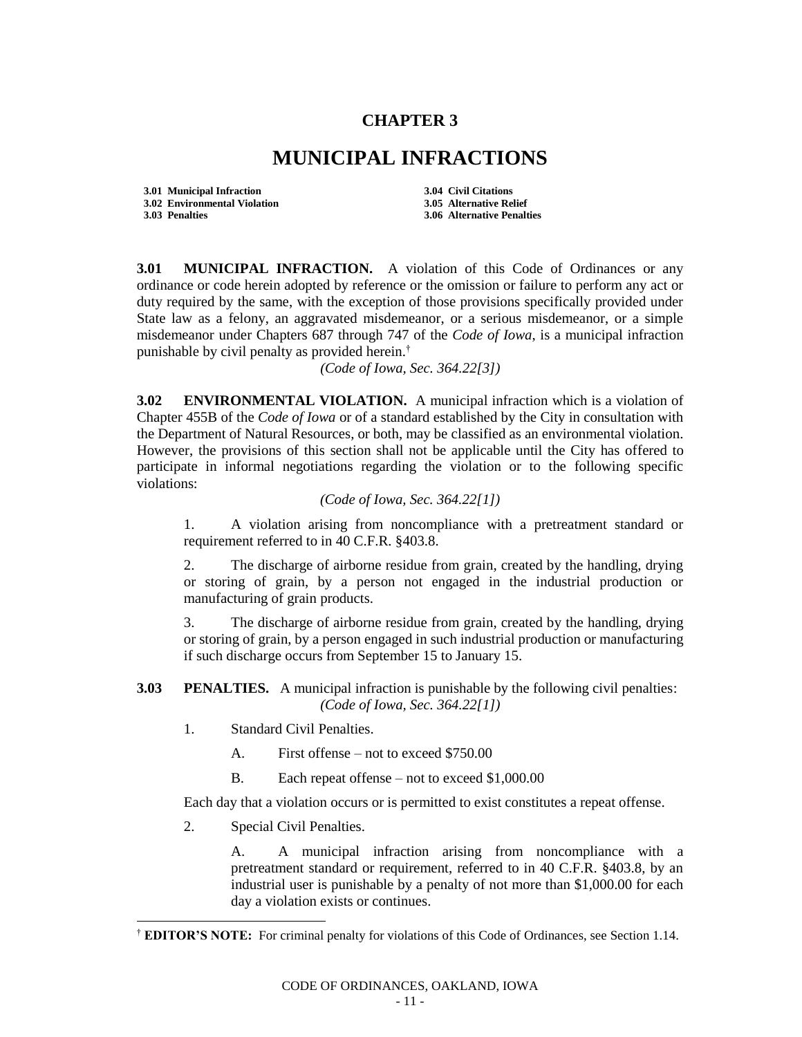# CHAPTER 3

# MUNICIPAL INFRACTIONS

**3.01 Municipal Infraction**
**3.02 Environmental Violation**
**3.03 Penalties**
**3.04 Civil Citations**
**3.05 Alternative Relief**
**3.06 Alternative Penalties**

**3.01 MUNICIPAL INFRACTION.** A violation of this Code of Ordinances or any ordinance or code herein adopted by reference or the omission or failure to perform any act or duty required by the same, with the exception of those provisions specifically provided under State law as a felony, an aggravated misdemeanor, or a serious misdemeanor, or a simple misdemeanor under Chapters 687 through 747 of the *Code of Iowa*, is a municipal infraction punishable by civil penalty as provided herein.[†]

*(Code of Iowa, Sec. 364.22[3])*

**3.02 ENVIRONMENTAL VIOLATION.** A municipal infraction which is a violation of Chapter 455B of the *Code of Iowa* or of a standard established by the City in consultation with the Department of Natural Resources, or both, may be classified as an environmental violation. However, the provisions of this section shall not be applicable until the City has offered to participate in informal negotiations regarding the violation or to the following specific violations:

*(Code of Iowa, Sec. 364.22[1])*

1. A violation arising from noncompliance with a pretreatment standard or requirement referred to in 40 C.F.R. §403.8.

2. The discharge of airborne residue from grain, created by the handling, drying or storing of grain, by a person not engaged in the industrial production or manufacturing of grain products.

3. The discharge of airborne residue from grain, created by the handling, drying or storing of grain, by a person engaged in such industrial production or manufacturing if such discharge occurs from September 15 to January 15.

**3.03 PENALTIES.** A municipal infraction is punishable by the following civil penalties:

*(Code of Iowa, Sec. 364.22[1])*

1. Standard Civil Penalties.

   A. First offense – not to exceed $750.00

   B. Each repeat offense – not to exceed $1,000.00

   Each day that a violation occurs or is permitted to exist constitutes a repeat offense.

2. Special Civil Penalties.

   A. A municipal infraction arising from noncompliance with a pretreatment standard or requirement, referred to in 40 C.F.R. §403.8, by an industrial user is punishable by a penalty of not more than $1,000.00 for each day a violation exists or continues.

---

[†] **EDITOR'S NOTE:** For criminal penalty for violations of this Code of Ordinances, see Section 1.14.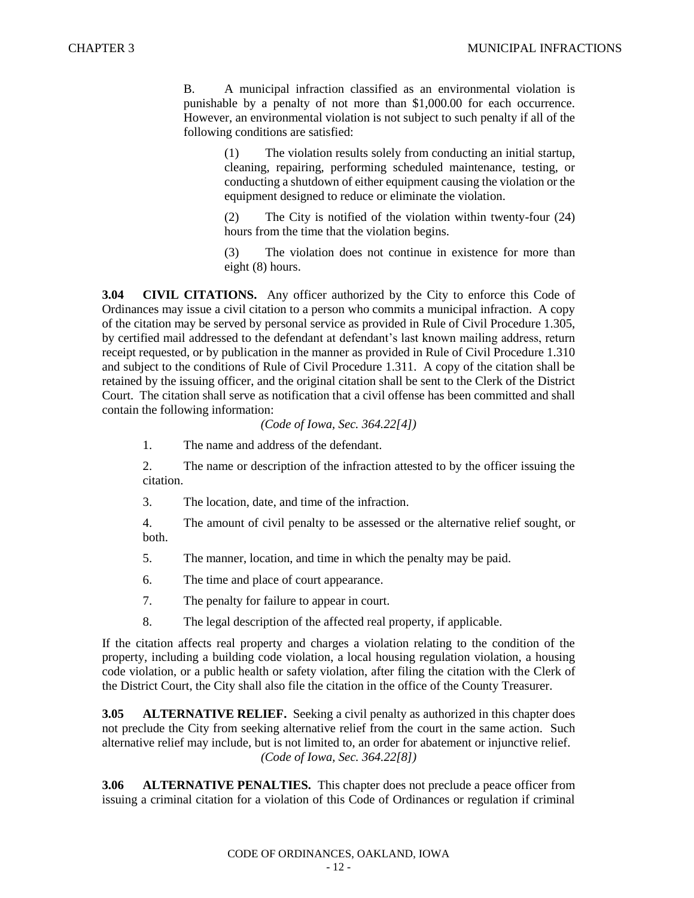B. A municipal infraction classified as an environmental violation is punishable by a penalty of not more than $1,000.00 for each occurrence. However, an environmental violation is not subject to such penalty if all of the following conditions are satisfied:

(1) The violation results solely from conducting an initial startup, cleaning, repairing, performing scheduled maintenance, testing, or conducting a shutdown of either equipment causing the violation or the equipment designed to reduce or eliminate the violation.

(2) The City is notified of the violation within twenty-four (24) hours from the time that the violation begins.

(3) The violation does not continue in existence for more than eight (8) hours.

**3.04 CIVIL CITATIONS.** Any officer authorized by the City to enforce this Code of Ordinances may issue a civil citation to a person who commits a municipal infraction. A copy of the citation may be served by personal service as provided in Rule of Civil Procedure 1.305, by certified mail addressed to the defendant at defendant's last known mailing address, return receipt requested, or by publication in the manner as provided in Rule of Civil Procedure 1.310 and subject to the conditions of Rule of Civil Procedure 1.311. A copy of the citation shall be retained by the issuing officer, and the original citation shall be sent to the Clerk of the District Court. The citation shall serve as notification that a civil offense has been committed and shall contain the following information:

*(Code of Iowa, Sec. 364.22[4])*

1. The name and address of the defendant.

2. The name or description of the infraction attested to by the officer issuing the citation.

3. The location, date, and time of the infraction.

4. The amount of civil penalty to be assessed or the alternative relief sought, or both.

5. The manner, location, and time in which the penalty may be paid.

6. The time and place of court appearance.

7. The penalty for failure to appear in court.

8. The legal description of the affected real property, if applicable.

If the citation affects real property and charges a violation relating to the condition of the property, including a building code violation, a local housing regulation violation, a housing code violation, or a public health or safety violation, after filing the citation with the Clerk of the District Court, the City shall also file the citation in the office of the County Treasurer.

**3.05 ALTERNATIVE RELIEF.** Seeking a civil penalty as authorized in this chapter does not preclude the City from seeking alternative relief from the court in the same action. Such alternative relief may include, but is not limited to, an order for abatement or injunctive relief.

*(Code of Iowa, Sec. 364.22[8])*

**3.06 ALTERNATIVE PENALTIES.** This chapter does not preclude a peace officer from issuing a criminal citation for a violation of this Code of Ordinances or regulation if criminal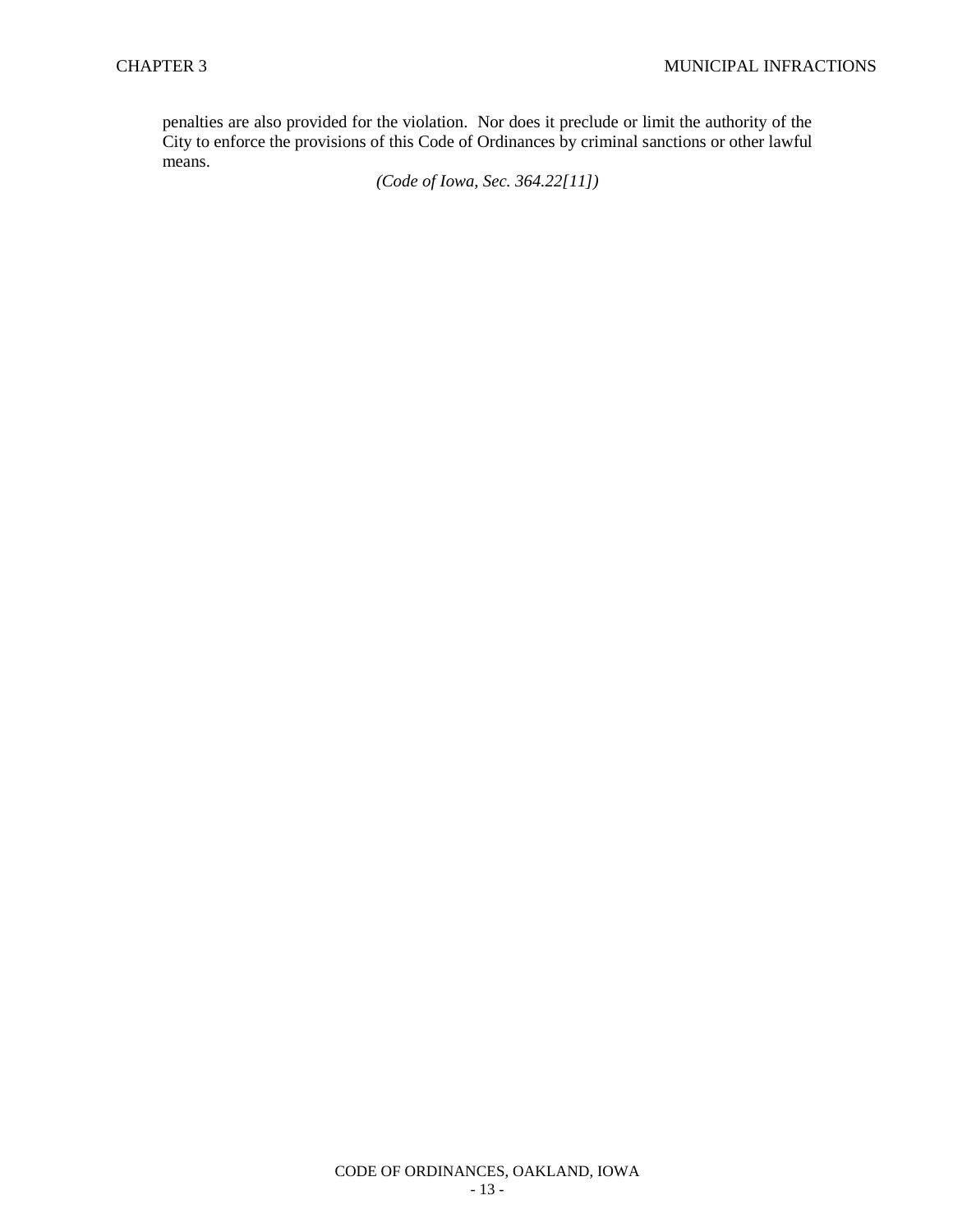penalties are also provided for the violation. Nor does it preclude or limit the authority of the City to enforce the provisions of this Code of Ordinances by criminal sanctions or other lawful means.

*(Code of Iowa, Sec. 364.22[11])*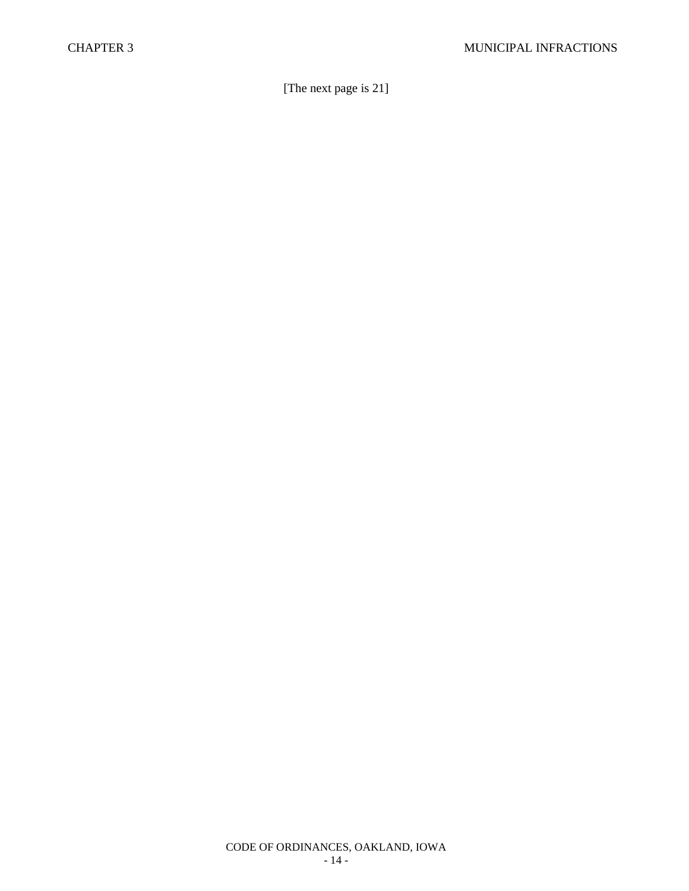[The next page is 21]